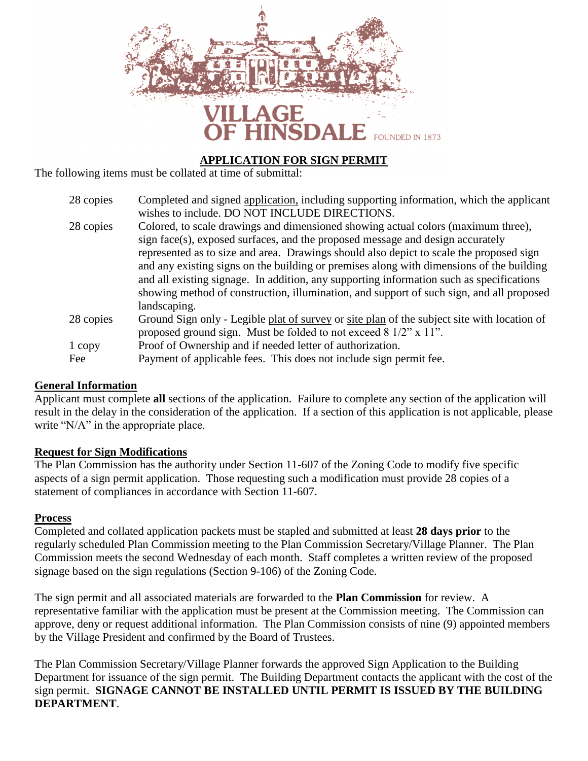VILLAGE OF HINSDALE FOUNDED IN 1873

# APPLICATION FOR SIGN PERMIT

The following items must be collated at time of submittal:

| | |
|---|---|
| 28 copies | Completed and signed application, including supporting information, which the applicant wishes to include. DO NOT INCLUDE DIRECTIONS. |
| 28 copies | Colored, to scale drawings and dimensioned showing actual colors (maximum three), sign face(s), exposed surfaces, and the proposed message and design accurately represented as to size and area. Drawings should also depict to scale the proposed sign and any existing signs on the building or premises along with dimensions of the building and all existing signage. In addition, any supporting information such as specifications showing method of construction, illumination, and support of such sign, and all proposed landscaping. |
| 28 copies | Ground Sign only - Legible plat of survey or site plan of the subject site with location of proposed ground sign. Must be folded to not exceed 8 1/2" x 11". |
| 1 copy | Proof of Ownership and if needed letter of authorization. |
| Fee | Payment of applicable fees. This does not include sign permit fee. |

## General Information

Applicant must complete **all** sections of the application. Failure to complete any section of the application will result in the delay in the consideration of the application. If a section of this application is not applicable, please write "N/A" in the appropriate place.

## Request for Sign Modifications

The Plan Commission has the authority under Section 11-607 of the Zoning Code to modify five specific aspects of a sign permit application. Those requesting such a modification must provide 28 copies of a statement of compliances in accordance with Section 11-607.

## Process

Completed and collated application packets must be stapled and submitted at least **28 days prior** to the regularly scheduled Plan Commission meeting to the Plan Commission Secretary/Village Planner. The Plan Commission meets the second Wednesday of each month. Staff completes a written review of the proposed signage based on the sign regulations (Section 9-106) of the Zoning Code.

The sign permit and all associated materials are forwarded to the **Plan Commission** for review. A representative familiar with the application must be present at the Commission meeting. The Commission can approve, deny or request additional information. The Plan Commission consists of nine (9) appointed members by the Village President and confirmed by the Board of Trustees.

The Plan Commission Secretary/Village Planner forwards the approved Sign Application to the Building Department for issuance of the sign permit. The Building Department contacts the applicant with the cost of the sign permit. **SIGNAGE CANNOT BE INSTALLED UNTIL PERMIT IS ISSUED BY THE BUILDING DEPARTMENT**.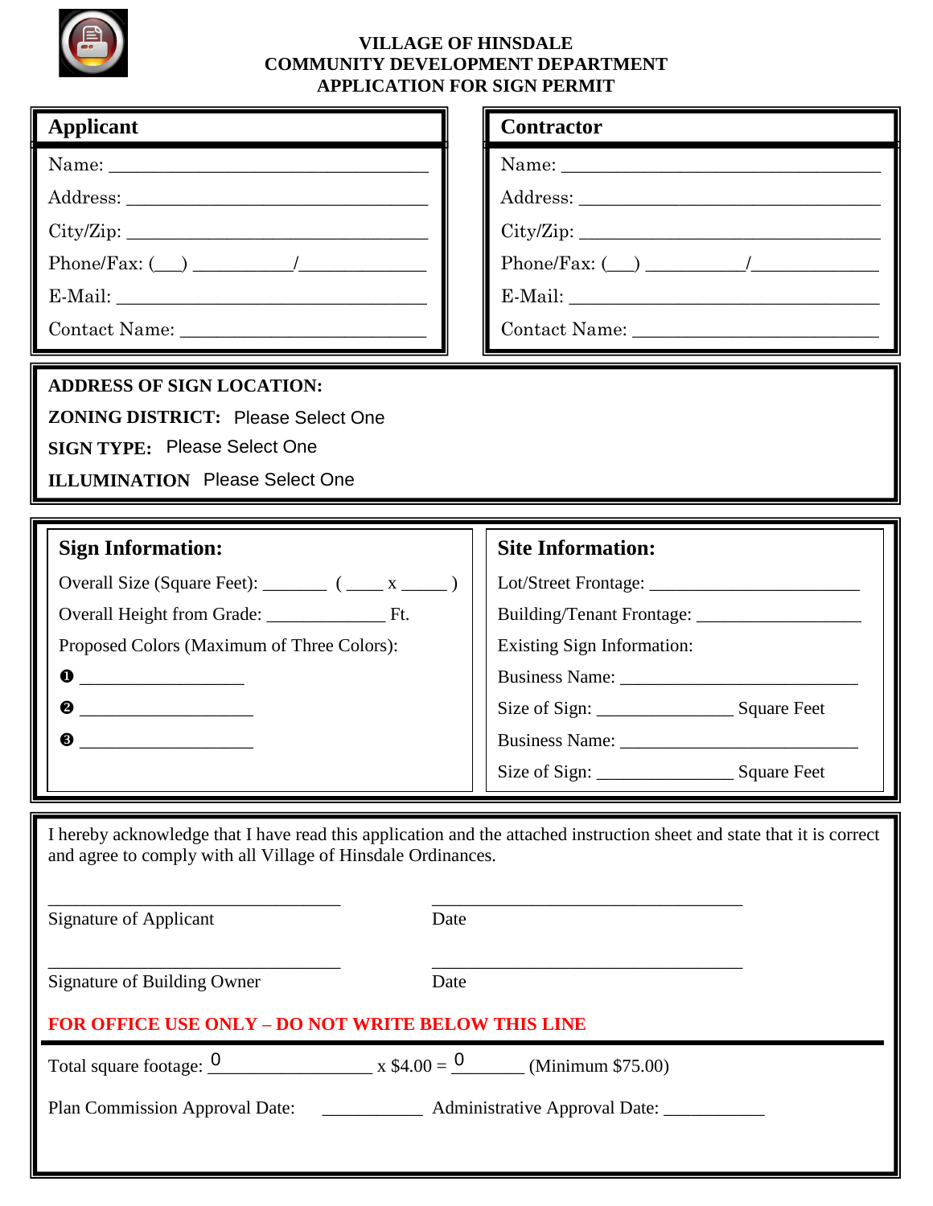# VILLAGE OF HINSDALE
## COMMUNITY DEVELOPMENT DEPARTMENT
## APPLICATION FOR SIGN PERMIT

### Applicant

Name: ___________________________________

Address: _________________________________

City/Zip: _________________________________

Phone/Fax: (__) __________/_____________

E-Mail: __________________________________

Contact Name: __________________________

### Contractor

Name: ___________________________________

Address: _________________________________

City/Zip: _________________________________

Phone/Fax: (__) __________/_____________

E-Mail: __________________________________

Contact Name: __________________________

**ADDRESS OF SIGN LOCATION:**

**ZONING DISTRICT:** Please Select One

**SIGN TYPE:** Please Select One

**ILLUMINATION** Please Select One

### Sign Information:

Overall Size (Square Feet): _______ ( ____ x _____ )

Overall Height from Grade: _____________ Ft.

Proposed Colors (Maximum of Three Colors):

❶ __________________

❷ __________________

❸ __________________

### Site Information:

Lot/Street Frontage: ______________________

Building/Tenant Frontage: __________________

Existing Sign Information:

Business Name: __________________________

Size of Sign: _______________ Square Feet

Business Name: __________________________

Size of Sign: _______________ Square Feet

I hereby acknowledge that I have read this application and the attached instruction sheet and state that it is correct and agree to comply with all Village of Hinsdale Ordinances.

_______________________________ _______________________________

Signature of Applicant Date

_______________________________ _______________________________

Signature of Building Owner Date

**FOR OFFICE USE ONLY – DO NOT WRITE BELOW THIS LINE**

Total square footage: 0________________ x $4.00 = 0_______ (Minimum $75.00)

Plan Commission Approval Date: ___________ Administrative Approval Date: ___________